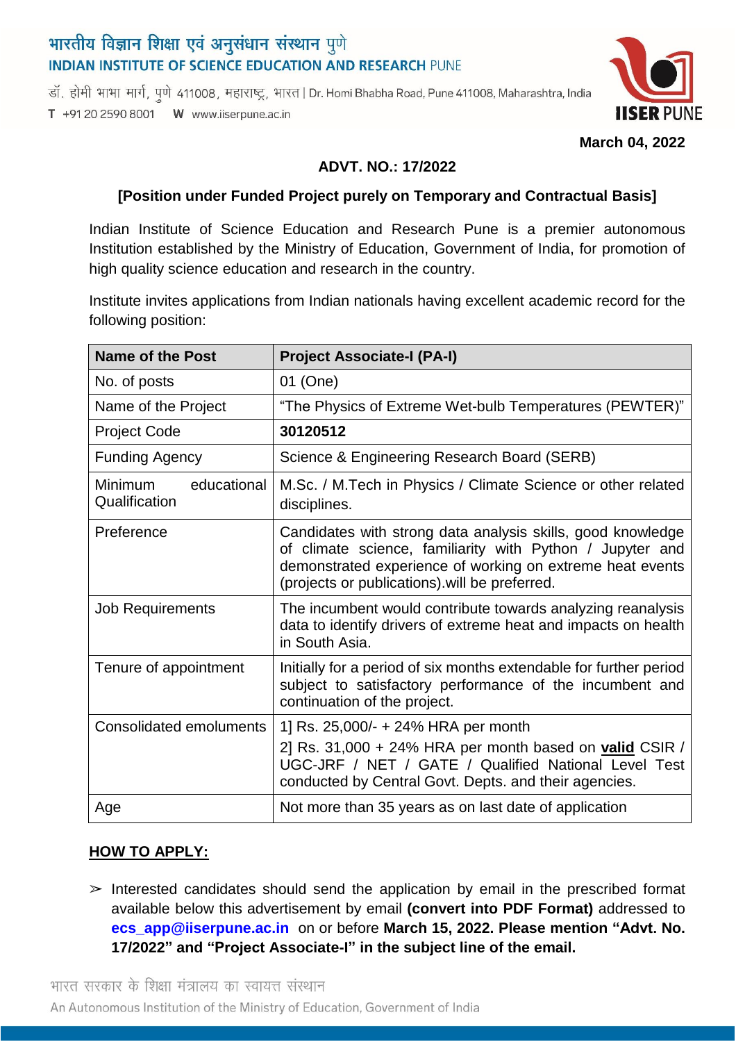भारतीय विज्ञान शिक्षा एवं अनुसंधान संस्थान पुणे
**INDIAN INSTITUTE OF SCIENCE EDUCATION AND RESEARCH PUNE**

डॉ. होमी भाभा मार्ग, पुणे 411008, महाराष्ट्र, भारत | Dr. Homi Bhabha Road, Pune 411008, Maharashtra, India
T +91 20 2590 8001 W www.iiserpune.ac.in

**March 04, 2022**

**ADVT. NO.: 17/2022**

**[Position under Funded Project purely on Temporary and Contractual Basis]**

Indian Institute of Science Education and Research Pune is a premier autonomous Institution established by the Ministry of Education, Government of India, for promotion of high quality science education and research in the country.

Institute invites applications from Indian nationals having excellent academic record for the following position:

| **Name of the Post** | **Project Associate-I (PA-I)** |
|---|---|
| No. of posts | 01 (One) |
| Name of the Project | "The Physics of Extreme Wet-bulb Temperatures (PEWTER)" |
| Project Code | **30120512** |
| Funding Agency | Science & Engineering Research Board (SERB) |
| Minimum educational Qualification | M.Sc. / M.Tech in Physics / Climate Science or other related disciplines. |
| Preference | Candidates with strong data analysis skills, good knowledge of climate science, familiarity with Python / Jupyter and demonstrated experience of working on extreme heat events (projects or publications).will be preferred. |
| Job Requirements | The incumbent would contribute towards analyzing reanalysis data to identify drivers of extreme heat and impacts on health in South Asia. |
| Tenure of appointment | Initially for a period of six months extendable for further period subject to satisfactory performance of the incumbent and continuation of the project. |
| Consolidated emoluments | 1] Rs. 25,000/- + 24% HRA per month<br>2] Rs. 31,000 + 24% HRA per month based on **valid** CSIR / UGC-JRF / NET / GATE / Qualified National Level Test conducted by Central Govt. Depts. and their agencies. |
| Age | Not more than 35 years as on last date of application |

## HOW TO APPLY:

➢ Interested candidates should send the application by email in the prescribed format available below this advertisement by email **(convert into PDF Format)** addressed to **ecs_app@iiserpune.ac.in** on or before **March 15, 2022. Please mention "Advt. No. 17/2022" and "Project Associate-I" in the subject line of the email.**

भारत सरकार के शिक्षा मंत्रालय का स्वायत्त संस्थान
An Autonomous Institution of the Ministry of Education, Government of India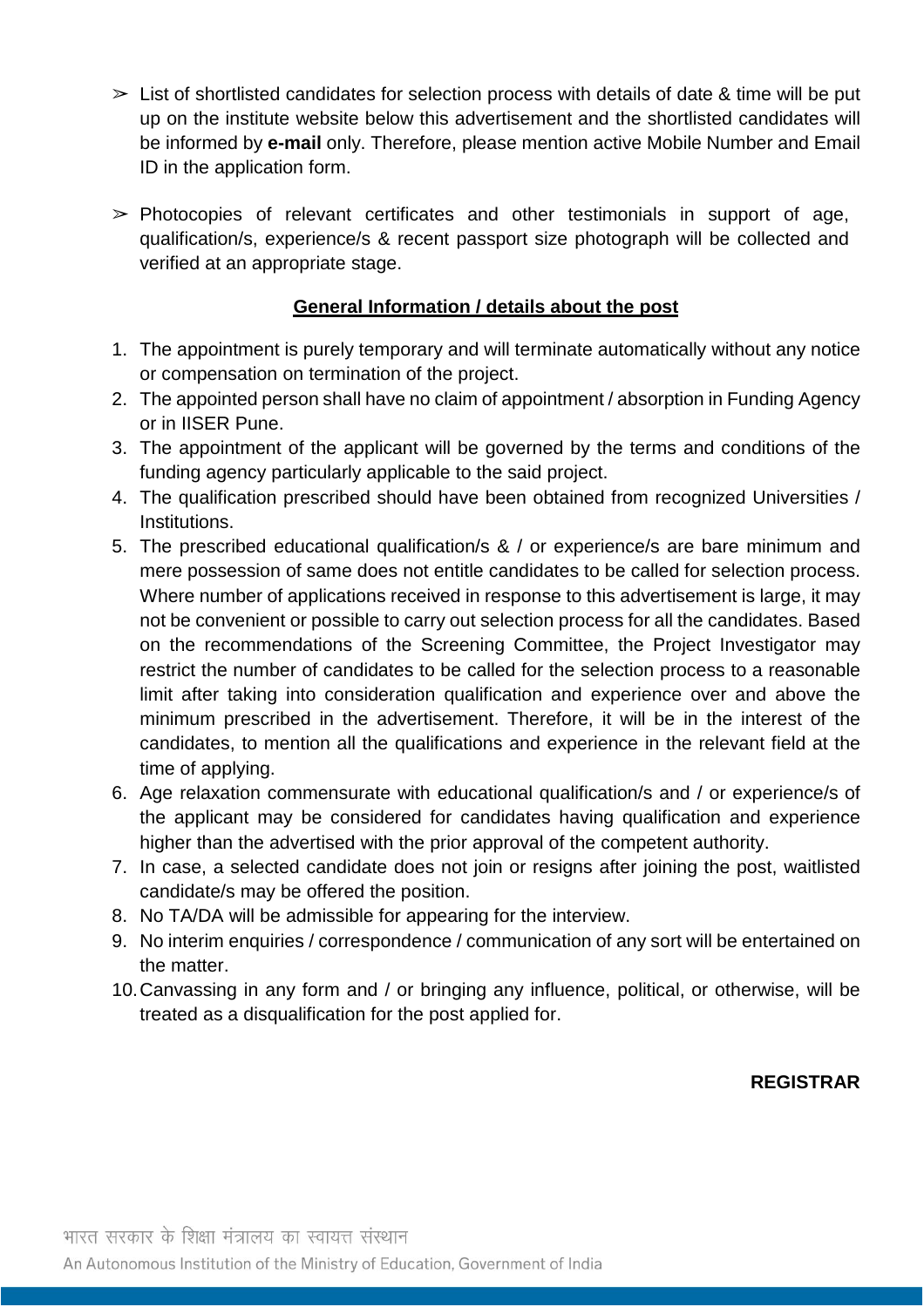- List of shortlisted candidates for selection process with details of date & time will be put up on the institute website below this advertisement and the shortlisted candidates will be informed by **e-mail** only. Therefore, please mention active Mobile Number and Email ID in the application form.

- Photocopies of relevant certificates and other testimonials in support of age, qualification/s, experience/s & recent passport size photograph will be collected and verified at an appropriate stage.

**<u>General Information / details about the post</u>**

1. The appointment is purely temporary and will terminate automatically without any notice or compensation on termination of the project.
2. The appointed person shall have no claim of appointment / absorption in Funding Agency or in IISER Pune.
3. The appointment of the applicant will be governed by the terms and conditions of the funding agency particularly applicable to the said project.
4. The qualification prescribed should have been obtained from recognized Universities / Institutions.
5. The prescribed educational qualification/s & / or experience/s are bare minimum and mere possession of same does not entitle candidates to be called for selection process. Where number of applications received in response to this advertisement is large, it may not be convenient or possible to carry out selection process for all the candidates. Based on the recommendations of the Screening Committee, the Project Investigator may restrict the number of candidates to be called for the selection process to a reasonable limit after taking into consideration qualification and experience over and above the minimum prescribed in the advertisement. Therefore, it will be in the interest of the candidates, to mention all the qualifications and experience in the relevant field at the time of applying.
6. Age relaxation commensurate with educational qualification/s and / or experience/s of the applicant may be considered for candidates having qualification and experience higher than the advertised with the prior approval of the competent authority.
7. In case, a selected candidate does not join or resigns after joining the post, waitlisted candidate/s may be offered the position.
8. No TA/DA will be admissible for appearing for the interview.
9. No interim enquiries / correspondence / communication of any sort will be entertained on the matter.
10. Canvassing in any form and / or bringing any influence, political, or otherwise, will be treated as a disqualification for the post applied for.

**REGISTRAR**